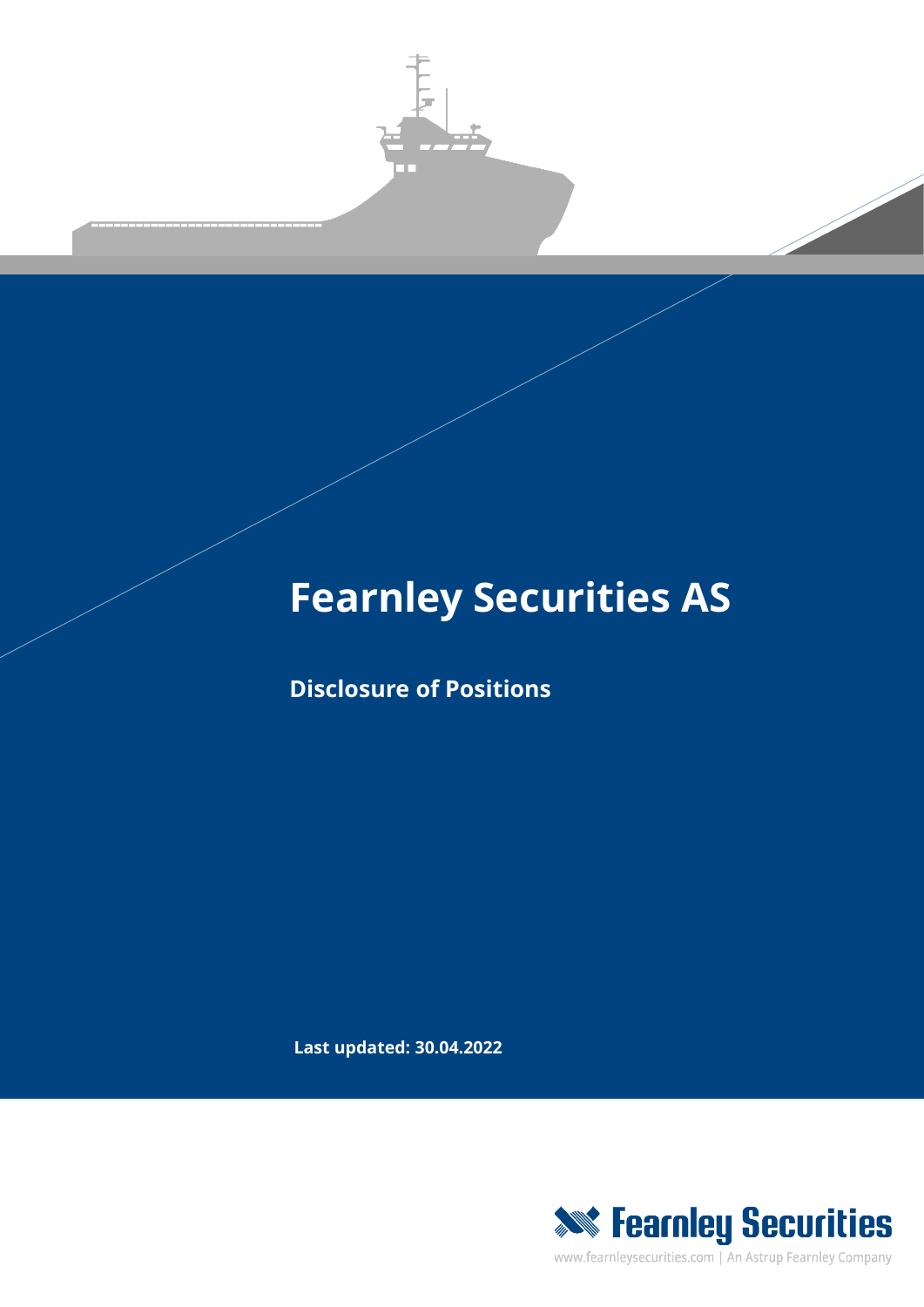# Fearnley Securities AS

## Disclosure of Positions

**Last updated: 30.04.2022**

Fearnley Securities

www.fearnleysecurities.com | An Astrup Fearnley Company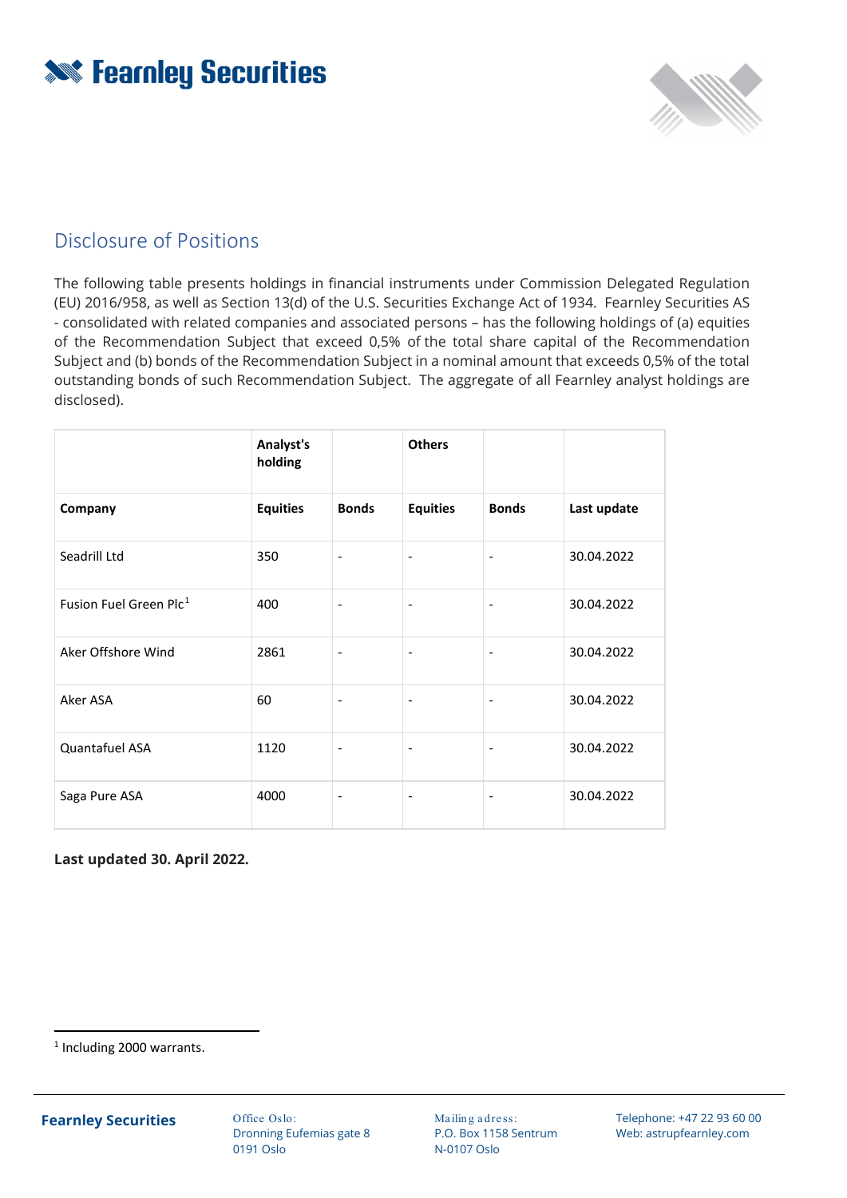# Disclosure of Positions

The following table presents holdings in financial instruments under Commission Delegated Regulation (EU) 2016/958, as well as Section 13(d) of the U.S. Securities Exchange Act of 1934. Fearnley Securities AS - consolidated with related companies and associated persons – has the following holdings of (a) equities of the Recommendation Subject that exceed 0,5% of the total share capital of the Recommendation Subject and (b) bonds of the Recommendation Subject in a nominal amount that exceeds 0,5% of the total outstanding bonds of such Recommendation Subject. The aggregate of all Fearnley analyst holdings are disclosed).

| | Analyst's holding | | Others | | |
|---|---|---|---|---|---|
| **Company** | **Equities** | **Bonds** | **Equities** | **Bonds** | **Last update** |
| Seadrill Ltd | 350 | - | - | - | 30.04.2022 |
| Fusion Fuel Green Plc[1] | 400 | - | - | - | 30.04.2022 |
| Aker Offshore Wind | 2861 | - | - | - | 30.04.2022 |
| Aker ASA | 60 | - | - | - | 30.04.2022 |
| Quantafuel ASA | 1120 | - | - | - | 30.04.2022 |
| Saga Pure ASA | 4000 | - | - | - | 30.04.2022 |

**Last updated 30. April 2022.**

[1] Including 2000 warrants.

**Fearnley Securities**

Office Oslo:
Dronning Eufemias gate 8
0191 Oslo

Mailing adress:
P.O. Box 1158 Sentrum
N-0107 Oslo

Telephone: +47 22 93 60 00
Web: astrupfearnley.com